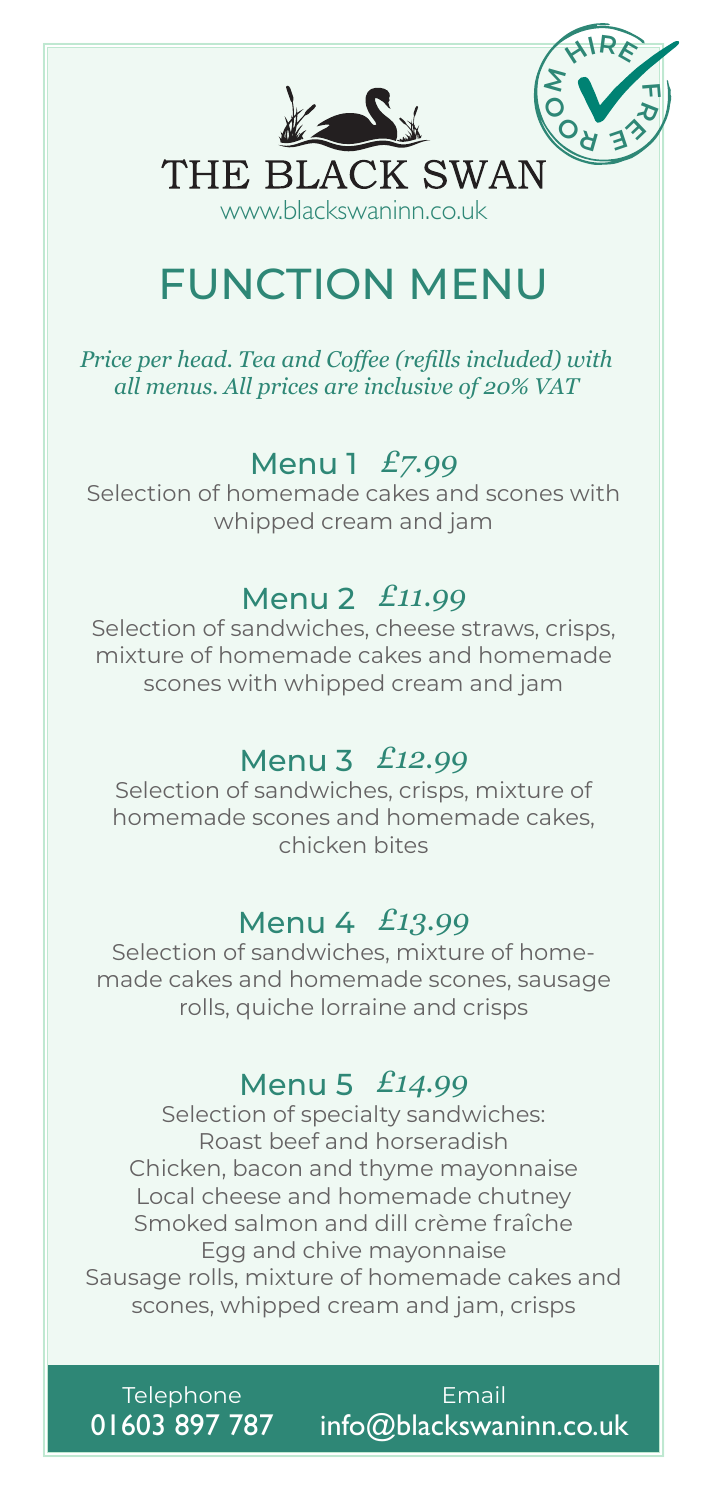ROOM HIRE FREE

# THE BLACK SWAN

www.blackswaninn.co.uk

## FUNCTION MENU

*Price per head. Tea and Coffee (refills included) with all menus. All prices are inclusive of 20% VAT*

### Menu 1 *£7.99*

Selection of homemade cakes and scones with whipped cream and jam

### Menu 2 *£11.99*

Selection of sandwiches, cheese straws, crisps, mixture of homemade cakes and homemade scones with whipped cream and jam

### Menu 3 *£12.99*

Selection of sandwiches, crisps, mixture of homemade scones and homemade cakes, chicken bites

### Menu 4 *£13.99*

Selection of sandwiches, mixture of home-made cakes and homemade scones, sausage rolls, quiche lorraine and crisps

### Menu 5 *£14.99*

Selection of specialty sandwiches:
Roast beef and horseradish
Chicken, bacon and thyme mayonnaise
Local cheese and homemade chutney
Smoked salmon and dill crème fraîche
Egg and chive mayonnaise
Sausage rolls, mixture of homemade cakes and scones, whipped cream and jam, crisps

Telephone
01603 897 787

Email
info@blackswaninn.co.uk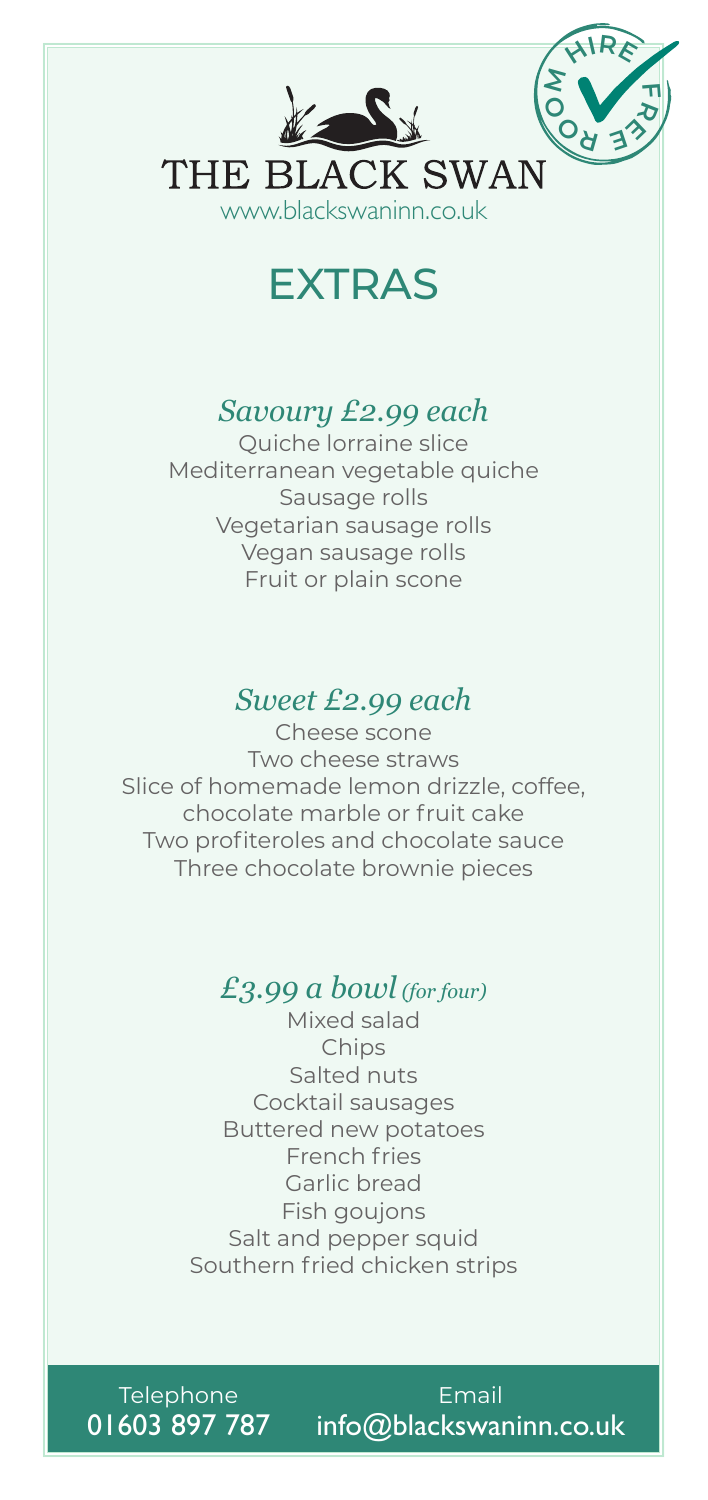THE BLACK SWAN

www.blackswaninn.co.uk

ROOM HIRE FREE

# EXTRAS

## *Savoury £2.99 each*

Quiche lorraine slice
Mediterranean vegetable quiche
Sausage rolls
Vegetarian sausage rolls
Vegan sausage rolls
Fruit or plain scone

## *Sweet £2.99 each*

Cheese scone
Two cheese straws
Slice of homemade lemon drizzle, coffee, chocolate marble or fruit cake
Two profiteroles and chocolate sauce
Three chocolate brownie pieces

## *£3.99 a bowl (for four)*

Mixed salad
Chips
Salted nuts
Cocktail sausages
Buttered new potatoes
French fries
Garlic bread
Fish goujons
Salt and pepper squid
Southern fried chicken strips

Telephone
01603 897 787

Email
info@blackswaninn.co.uk